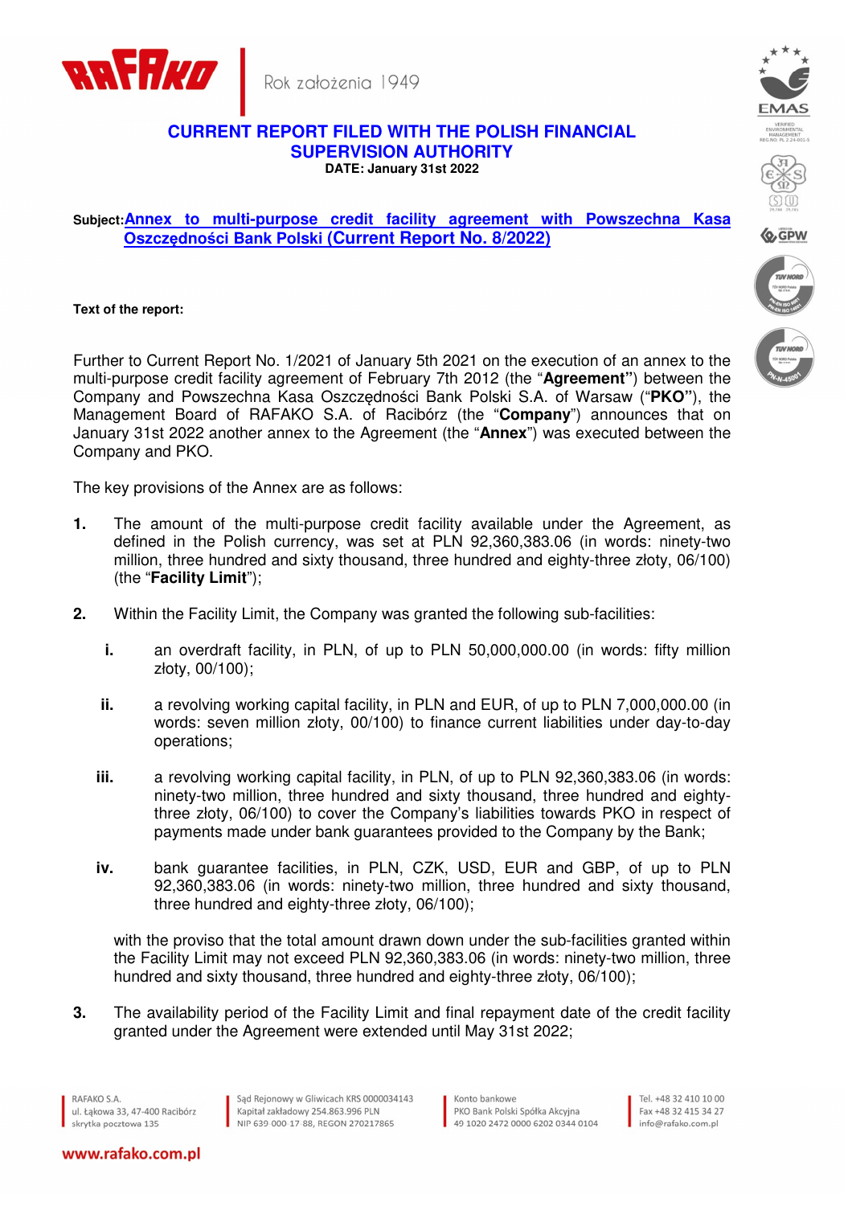# CURRENT REPORT FILED WITH THE POLISH FINANCIAL SUPERVISION AUTHORITY

**DATE: January 31st 2022**

**Subject: Annex to multi-purpose credit facility agreement with Powszechna Kasa Oszczędności Bank Polski (Current Report No. 8/2022)**

**Text of the report:**

Further to Current Report No. 1/2021 of January 5th 2021 on the execution of an annex to the multi-purpose credit facility agreement of February 7th 2012 (the "**Agreement"**) between the Company and Powszechna Kasa Oszczędności Bank Polski S.A. of Warsaw ("**PKO"**), the Management Board of RAFAKO S.A. of Racibórz (the "**Company**") announces that on January 31st 2022 another annex to the Agreement (the "**Annex**") was executed between the Company and PKO.

The key provisions of the Annex are as follows:

1. The amount of the multi-purpose credit facility available under the Agreement, as defined in the Polish currency, was set at PLN 92,360,383.06 (in words: ninety-two million, three hundred and sixty thousand, three hundred and eighty-three złoty, 06/100) (the "**Facility Limit**");

2. Within the Facility Limit, the Company was granted the following sub-facilities:

   i. an overdraft facility, in PLN, of up to PLN 50,000,000.00 (in words: fifty million złoty, 00/100);

   ii. a revolving working capital facility, in PLN and EUR, of up to PLN 7,000,000.00 (in words: seven million złoty, 00/100) to finance current liabilities under day-to-day operations;

   iii. a revolving working capital facility, in PLN, of up to PLN 92,360,383.06 (in words: ninety-two million, three hundred and sixty thousand, three hundred and eighty-three złoty, 06/100) to cover the Company's liabilities towards PKO in respect of payments made under bank guarantees provided to the Company by the Bank;

   iv. bank guarantee facilities, in PLN, CZK, USD, EUR and GBP, of up to PLN 92,360,383.06 (in words: ninety-two million, three hundred and sixty thousand, three hundred and eighty-three złoty, 06/100);

   with the proviso that the total amount drawn down under the sub-facilities granted within the Facility Limit may not exceed PLN 92,360,383.06 (in words: ninety-two million, three hundred and sixty thousand, three hundred and eighty-three złoty, 06/100);

3. The availability period of the Facility Limit and final repayment date of the credit facility granted under the Agreement were extended until May 31st 2022;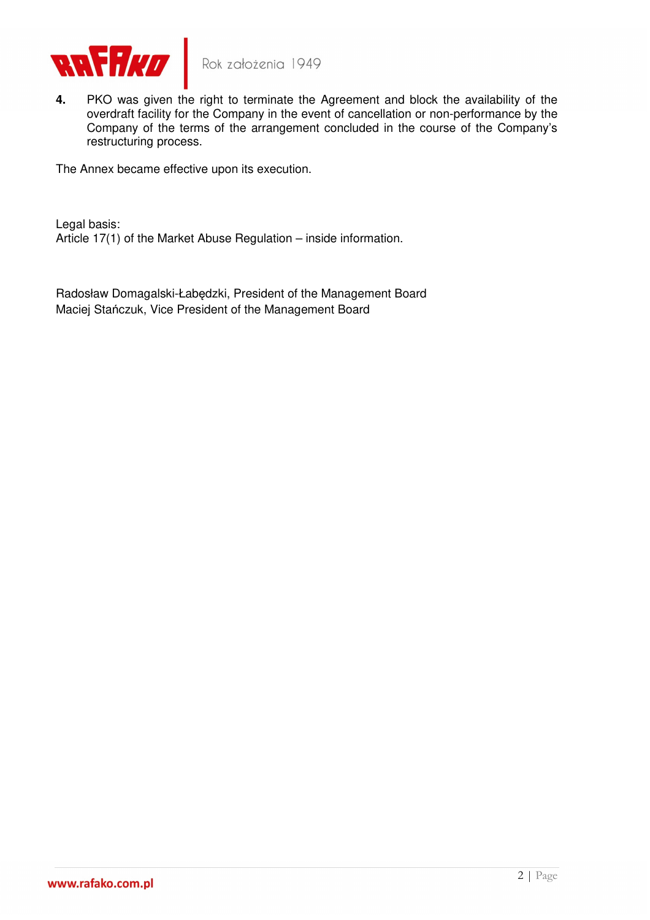4. PKO was given the right to terminate the Agreement and block the availability of the overdraft facility for the Company in the event of cancellation or non-performance by the Company of the terms of the arrangement concluded in the course of the Company's restructuring process.

The Annex became effective upon its execution.

Legal basis:
Article 17(1) of the Market Abuse Regulation – inside information.

Radosław Domagalski-Łabędzki, President of the Management Board
Maciej Stańczuk, Vice President of the Management Board